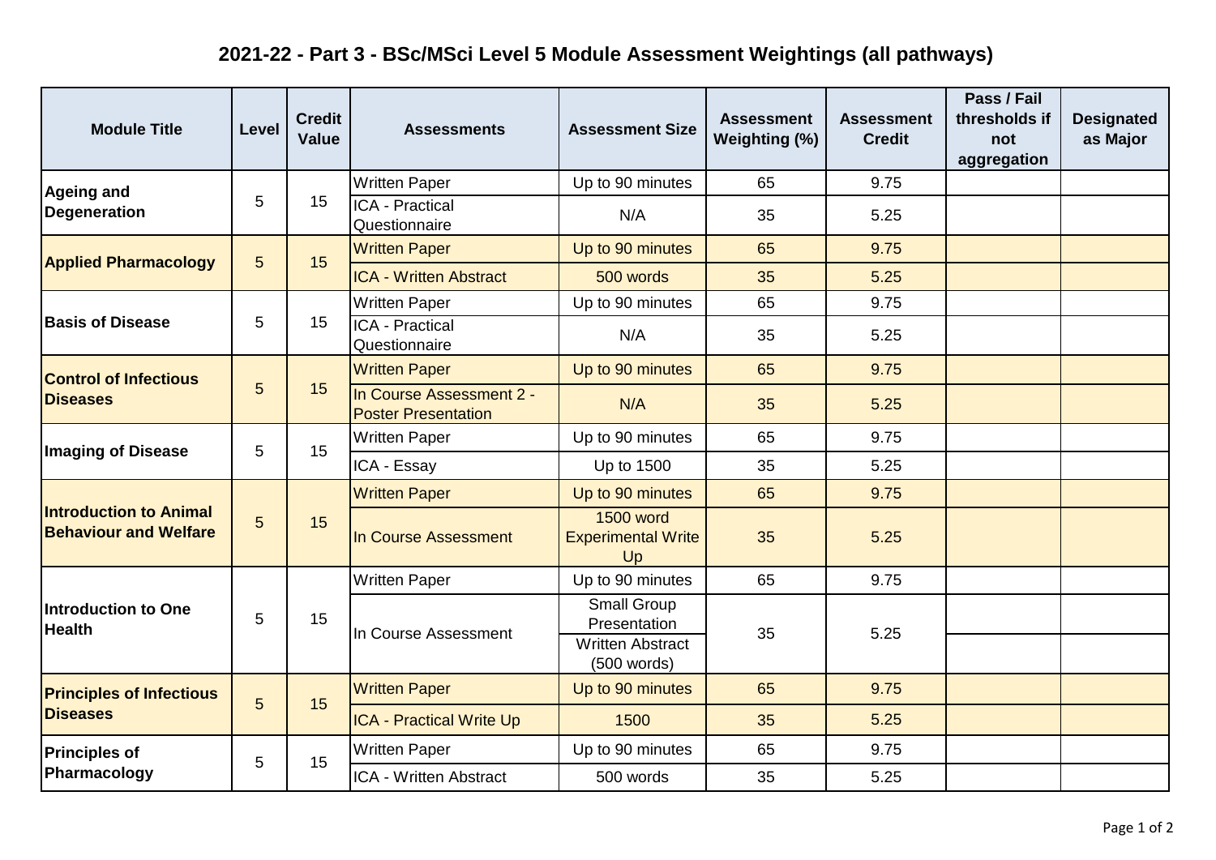# 2021-22 - Part 3 - BSc/MSci Level 5 Module Assessment Weightings (all pathways)

| Module Title | Level | Credit Value | Assessments | Assessment Size | Assessment Weighting (%) | Assessment Credit | Pass / Fail thresholds if not aggregation | Designated as Major |
|---|---|---|---|---|---|---|---|---|
| **Ageing and Degeneration** | 5 | 15 | Written Paper | Up to 90 minutes | 65 | 9.75 | | |
| | | | ICA - Practical Questionnaire | N/A | 35 | 5.25 | | |
| **Applied Pharmacology** | 5 | 15 | Written Paper | Up to 90 minutes | 65 | 9.75 | | |
| | | | ICA - Written Abstract | 500 words | 35 | 5.25 | | |
| **Basis of Disease** | 5 | 15 | Written Paper | Up to 90 minutes | 65 | 9.75 | | |
| | | | ICA - Practical Questionnaire | N/A | 35 | 5.25 | | |
| **Control of Infectious Diseases** | 5 | 15 | Written Paper | Up to 90 minutes | 65 | 9.75 | | |
| | | | In Course Assessment 2 - Poster Presentation | N/A | 35 | 5.25 | | |
| **Imaging of Disease** | 5 | 15 | Written Paper | Up to 90 minutes | 65 | 9.75 | | |
| | | | ICA - Essay | Up to 1500 | 35 | 5.25 | | |
| **Introduction to Animal Behaviour and Welfare** | 5 | 15 | Written Paper | Up to 90 minutes | 65 | 9.75 | | |
| | | | In Course Assessment | 1500 word Experimental Write Up | 35 | 5.25 | | |
| **Introduction to One Health** | 5 | 15 | Written Paper | Up to 90 minutes | 65 | 9.75 | | |
| | | | In Course Assessment | Small Group Presentation | 35 | 5.25 | | |
| | | | | Written Abstract (500 words) | | | | |
| **Principles of Infectious Diseases** | 5 | 15 | Written Paper | Up to 90 minutes | 65 | 9.75 | | |
| | | | ICA - Practical Write Up | 1500 | 35 | 5.25 | | |
| **Principles of Pharmacology** | 5 | 15 | Written Paper | Up to 90 minutes | 65 | 9.75 | | |
| | | | ICA - Written Abstract | 500 words | 35 | 5.25 | | |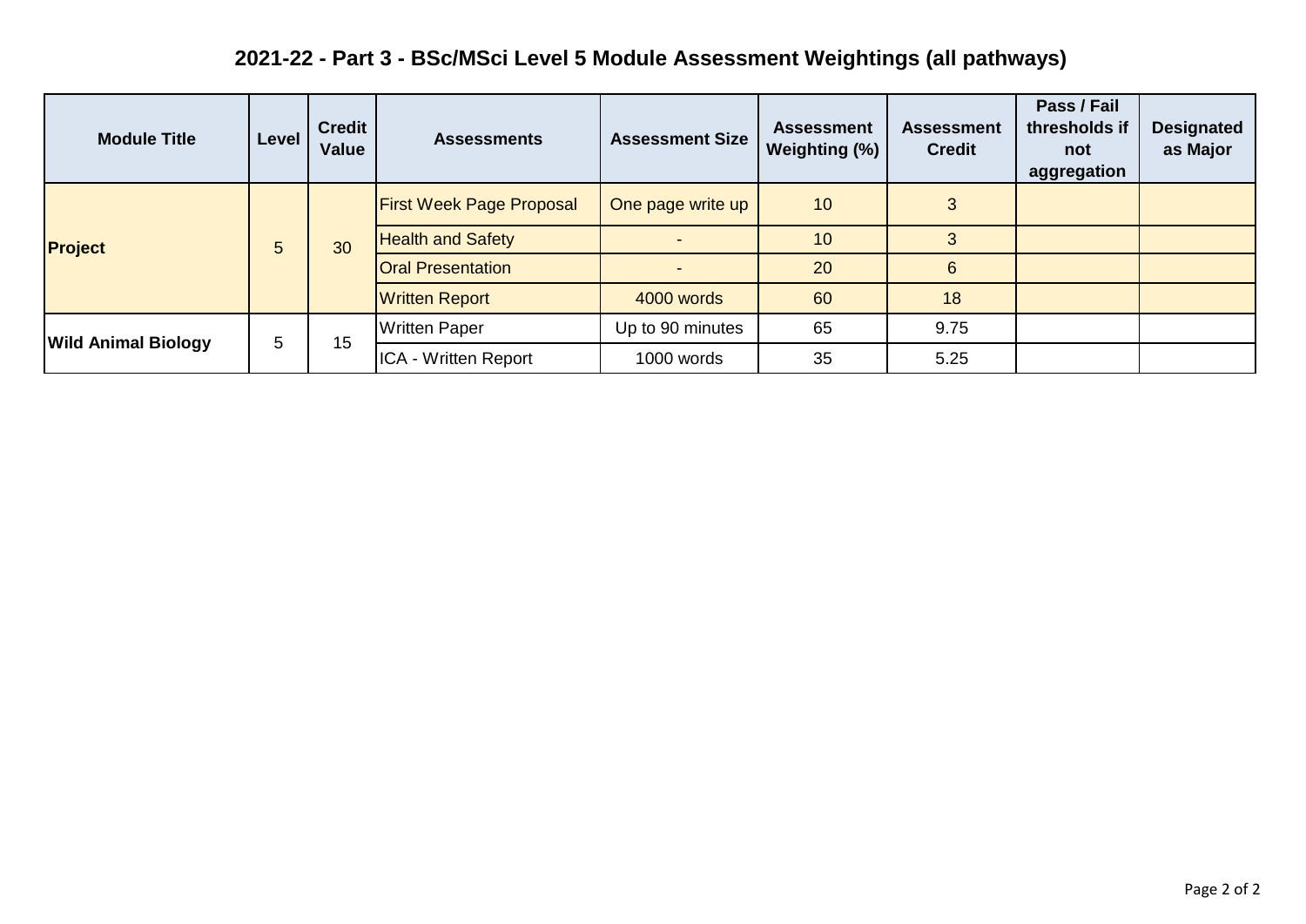## 2021-22 - Part 3 - BSc/MSci Level 5 Module Assessment Weightings (all pathways)

| Module Title | Level | Credit Value | Assessments | Assessment Size | Assessment Weighting (%) | Assessment Credit | Pass / Fail thresholds if not aggregation | Designated as Major |
|---|---|---|---|---|---|---|---|---|
| **Project** | 5 | 30 | First Week Page Proposal | One page write up | 10 | 3 | | |
| | | | Health and Safety | - | 10 | 3 | | |
| | | | Oral Presentation | - | 20 | 6 | | |
| | | | Written Report | 4000 words | 60 | 18 | | |
| **Wild Animal Biology** | 5 | 15 | Written Paper | Up to 90 minutes | 65 | 9.75 | | |
| | | | ICA - Written Report | 1000 words | 35 | 5.25 | | |